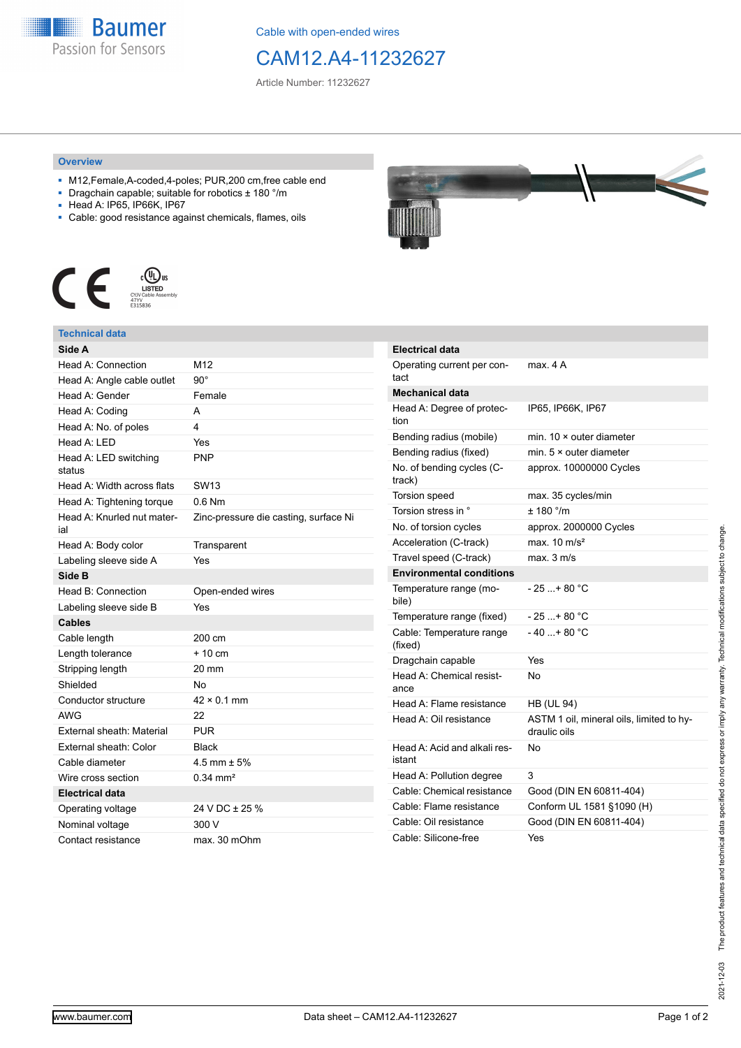Baumer
Passion for Sensors

Cable with open-ended wires

# CAM12.A4-11232627

Article Number: 11232627

## Overview

- M12,Female,A-coded,4-poles; PUR,200 cm,free cable end
- Dragchain capable; suitable for robotics ± 180 °/m
- Head A: IP65, IP66K, IP67
- Cable: good resistance against chemicals, flames, oils

c UL us LISTED CYJV Cable Assembly 47YY E315836

## Technical data

| **Side A** | |
|---|---|
| Head A: Connection | M12 |
| Head A: Angle cable outlet | 90° |
| Head A: Gender | Female |
| Head A: Coding | A |
| Head A: No. of poles | 4 |
| Head A: LED | Yes |
| Head A: LED switching status | PNP |
| Head A: Width across flats | SW13 |
| Head A: Tightening torque | 0.6 Nm |
| Head A: Knurled nut material | Zinc-pressure die casting, surface Ni |
| Head A: Body color | Transparent |
| Labeling sleeve side A | Yes |
| **Side B** | |
| Head B: Connection | Open-ended wires |
| Labeling sleeve side B | Yes |
| **Cables** | |
| Cable length | 200 cm |
| Length tolerance | + 10 cm |
| Stripping length | 20 mm |
| Shielded | No |
| Conductor structure | 42 × 0.1 mm |
| AWG | 22 |
| External sheath: Material | PUR |
| External sheath: Color | Black |
| Cable diameter | 4.5 mm ± 5% |
| Wire cross section | 0.34 mm² |
| **Electrical data** | |
| Operating voltage | 24 V DC ± 25 % |
| Nominal voltage | 300 V |
| Contact resistance | max. 30 mOhm |

| **Electrical data** | |
|---|---|
| Operating current per contact | max. 4 A |
| **Mechanical data** | |
| Head A: Degree of protection | IP65, IP66K, IP67 |
| Bending radius (mobile) | min. 10 × outer diameter |
| Bending radius (fixed) | min. 5 × outer diameter |
| No. of bending cycles (C-track) | approx. 10000000 Cycles |
| Torsion speed | max. 35 cycles/min |
| Torsion stress in ° | ± 180 °/m |
| No. of torsion cycles | approx. 2000000 Cycles |
| Acceleration (C-track) | max. 10 m/s² |
| Travel speed (C-track) | max. 3 m/s |
| **Environmental conditions** | |
| Temperature range (mobile) | - 25 ...+ 80 °C |
| Temperature range (fixed) | - 25 ...+ 80 °C |
| Cable: Temperature range (fixed) | - 40 ...+ 80 °C |
| Dragchain capable | Yes |
| Head A: Chemical resistance | No |
| Head A: Flame resistance | HB (UL 94) |
| Head A: Oil resistance | ASTM 1 oil, mineral oils, limited to hydraulic oils |
| Head A: Acid and alkali resistant | No |
| Head A: Pollution degree | 3 |
| Cable: Chemical resistance | Good (DIN EN 60811-404) |
| Cable: Flame resistance | Conform UL 1581 §1090 (H) |
| Cable: Oil resistance | Good (DIN EN 60811-404) |
| Cable: Silicone-free | Yes |

2021-12-03 The product features and technical data specified do not express or imply any warranty. Technical modifications subject to change.

www.baumer.com Data sheet – CAM12.A4-11232627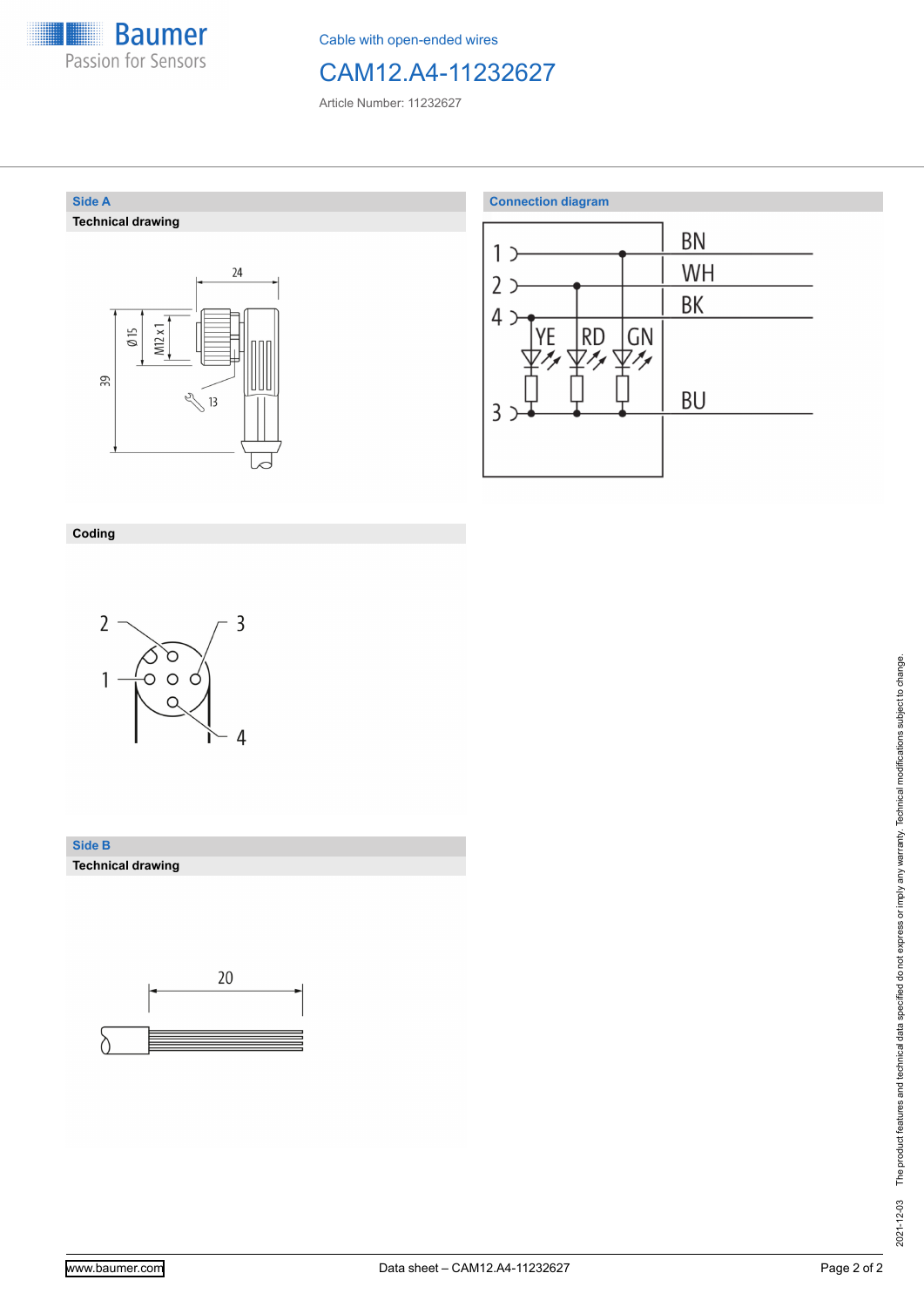Cable with open-ended wires

# CAM12.A4-11232627

Article Number: 11232627

## Side A

### Technical drawing

24

Ø 15

M12 x 1

39

13

## Connection diagram

1 BN

2 WH

4 BK

YE RD GN

3 BU

### Coding

2 3

1

4

## Side B

### Technical drawing

20

2021-12-03 The product features and technical data specified do not express or imply any warranty. Technical modifications subject to change.

www.baumer.com Data sheet – CAM12.A4-11232627